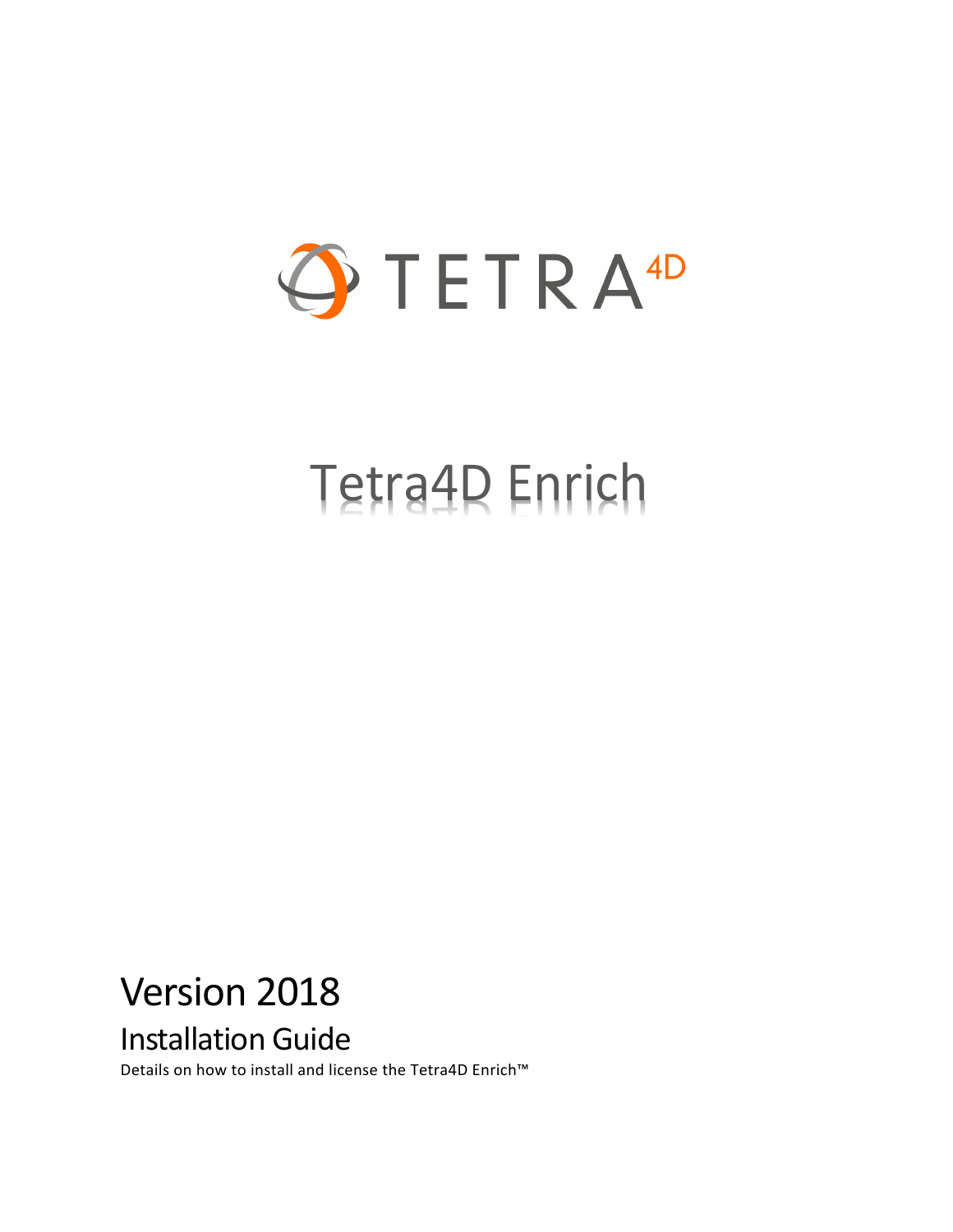TETRA 4D

# Tetra4D Enrich

## Version 2018

### Installation Guide

Details on how to install and license the Tetra4D Enrich™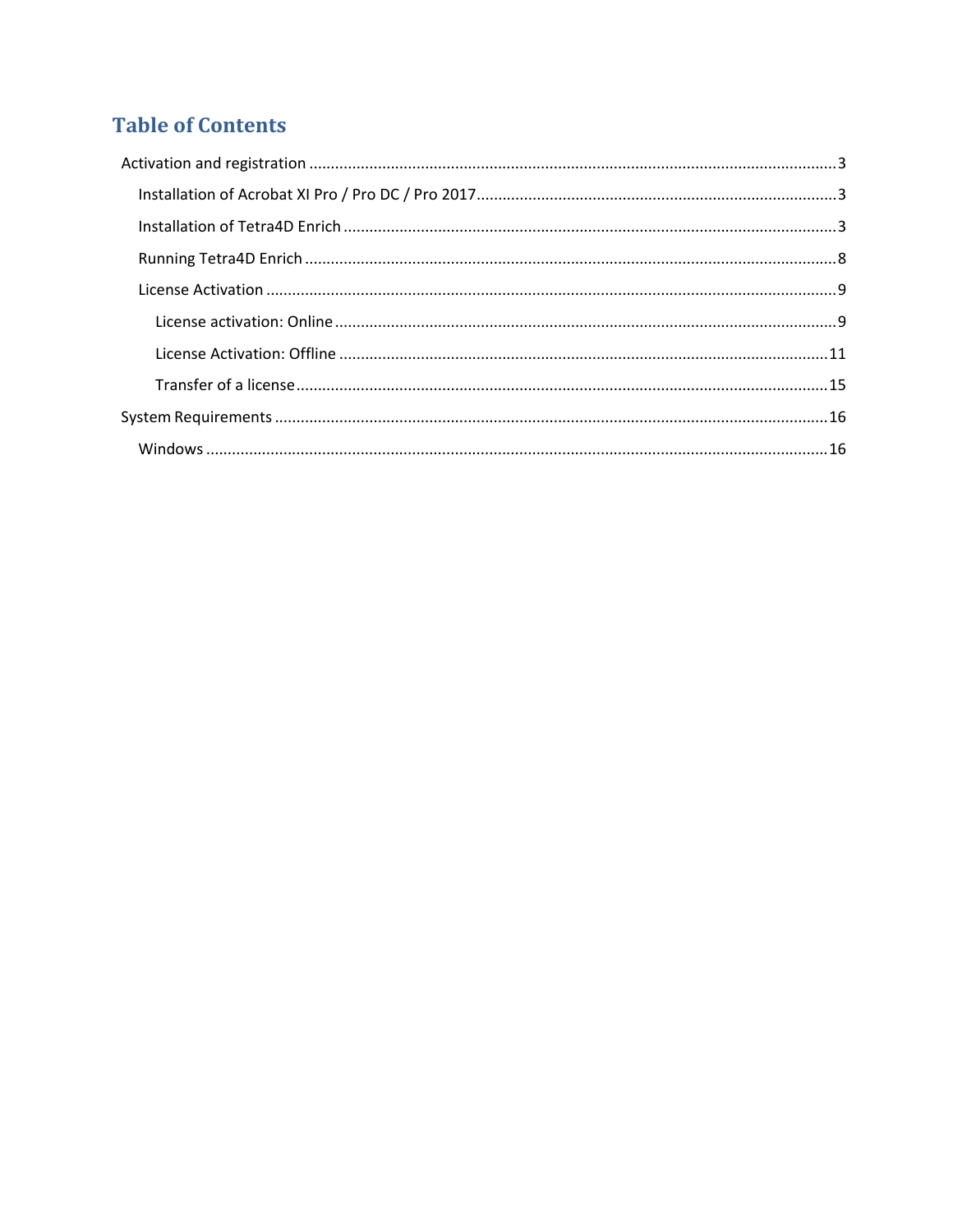# Table of Contents

- Activation and registration ... 3
  - Installation of Acrobat XI Pro / Pro DC / Pro 2017 ... 3
  - Installation of Tetra4D Enrich ... 3
  - Running Tetra4D Enrich ... 8
  - License Activation ... 9
    - License activation: Online ... 9
    - License Activation: Offline ... 11
    - Transfer of a license ... 15
- System Requirements ... 16
  - Windows ... 16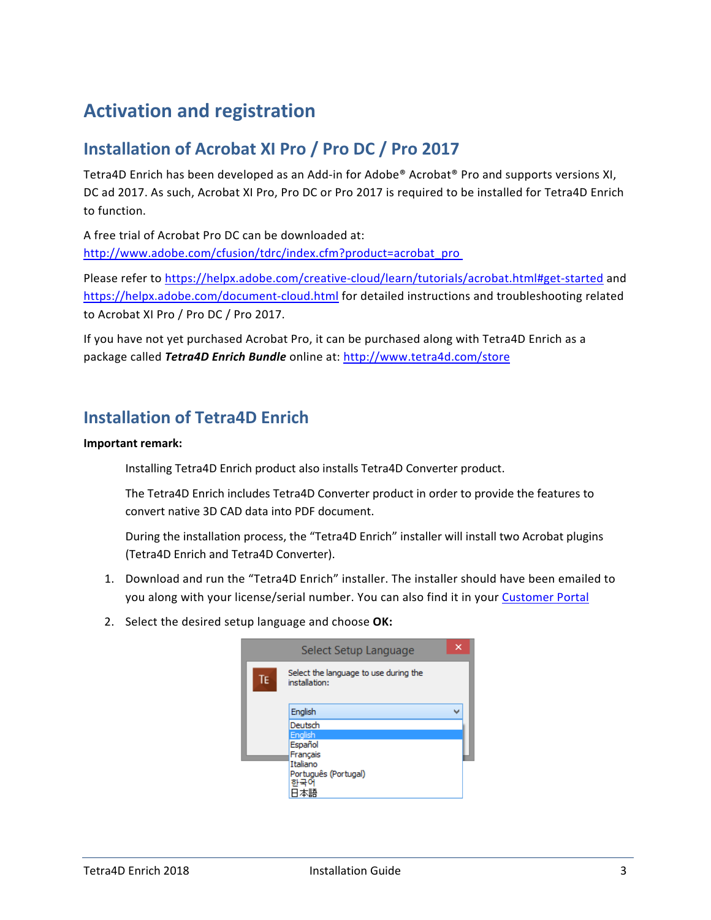# Activation and registration

## Installation of Acrobat XI Pro / Pro DC / Pro 2017

Tetra4D Enrich has been developed as an Add-in for Adobe® Acrobat® Pro and supports versions XI, DC ad 2017. As such, Acrobat XI Pro, Pro DC or Pro 2017 is required to be installed for Tetra4D Enrich to function.

A free trial of Acrobat Pro DC can be downloaded at:
http://www.adobe.com/cfusion/tdrc/index.cfm?product=acrobat_pro

Please refer to https://helpx.adobe.com/creative-cloud/learn/tutorials/acrobat.html#get-started and https://helpx.adobe.com/document-cloud.html for detailed instructions and troubleshooting related to Acrobat XI Pro / Pro DC / Pro 2017.

If you have not yet purchased Acrobat Pro, it can be purchased along with Tetra4D Enrich as a package called ***Tetra4D Enrich Bundle*** online at: http://www.tetra4d.com/store

## Installation of Tetra4D Enrich

**Important remark:**

Installing Tetra4D Enrich product also installs Tetra4D Converter product.

The Tetra4D Enrich includes Tetra4D Converter product in order to provide the features to convert native 3D CAD data into PDF document.

During the installation process, the "Tetra4D Enrich" installer will install two Acrobat plugins (Tetra4D Enrich and Tetra4D Converter).

1. Download and run the "Tetra4D Enrich" installer. The installer should have been emailed to you along with your license/serial number. You can also find it in your Customer Portal
2. Select the desired setup language and choose **OK:**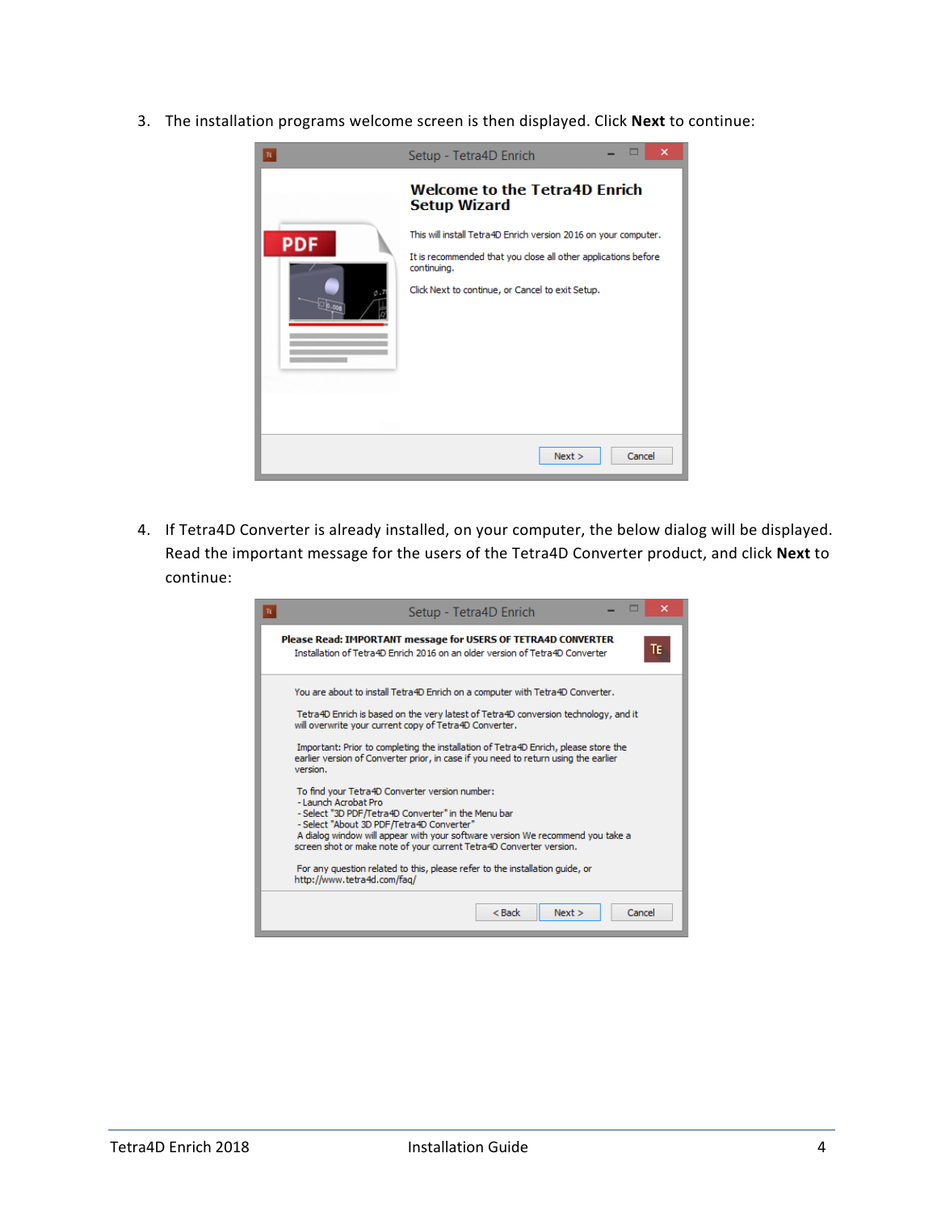3. The installation programs welcome screen is then displayed. Click **Next** to continue:

4. If Tetra4D Converter is already installed, on your computer, the below dialog will be displayed. Read the important message for the users of the Tetra4D Converter product, and click **Next** to continue: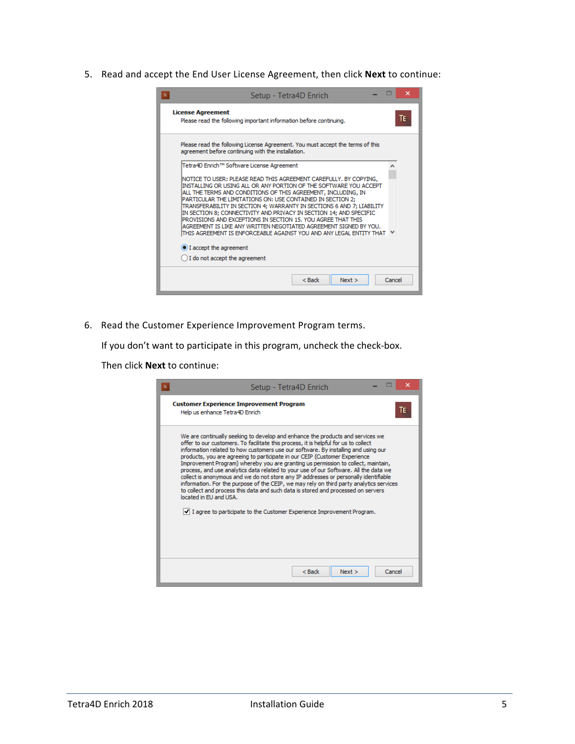5. Read and accept the End User License Agreement, then click **Next** to continue:

6. Read the Customer Experience Improvement Program terms.

   If you don't want to participate in this program, uncheck the check-box.

   Then click **Next** to continue: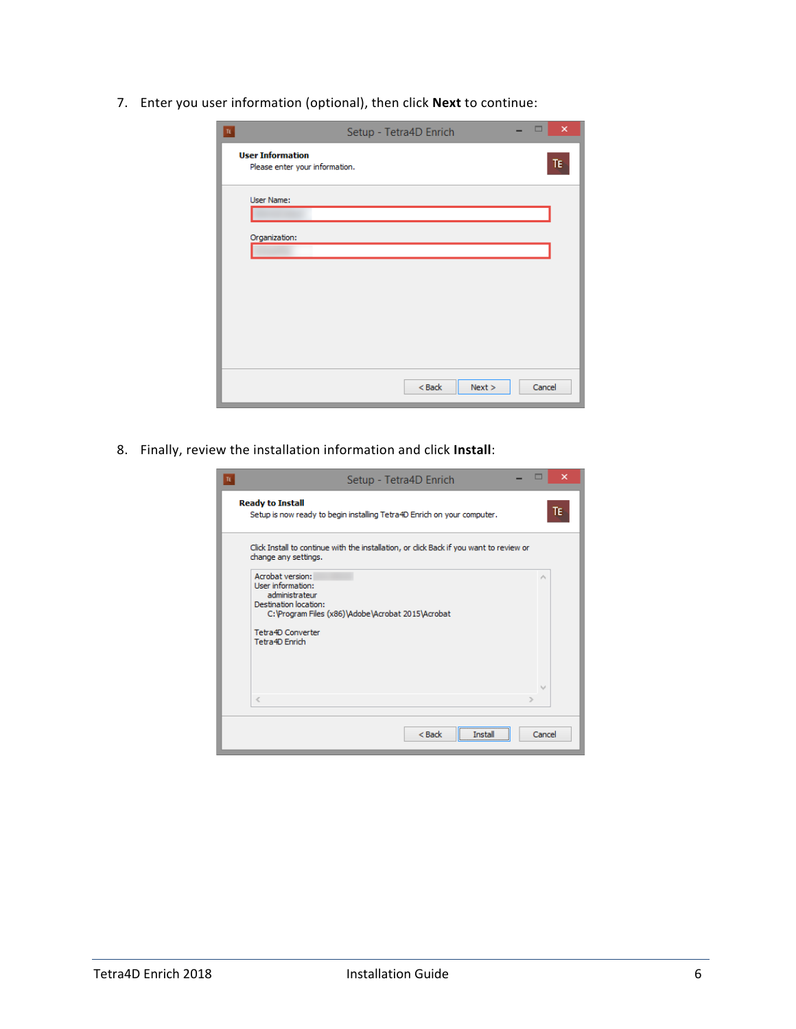7. Enter you user information (optional), then click **Next** to continue:

8. Finally, review the installation information and click **Install**: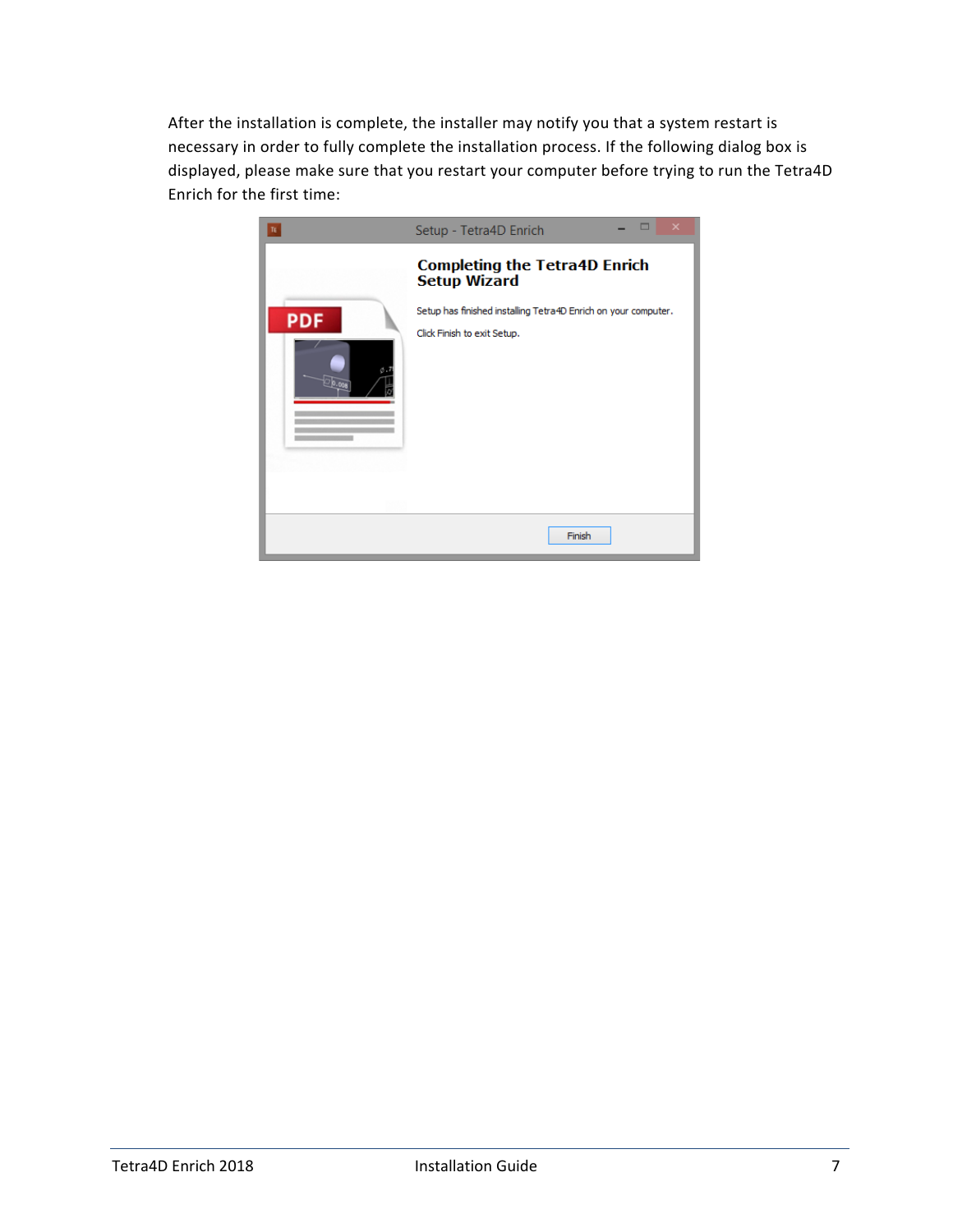After the installation is complete, the installer may notify you that a system restart is necessary in order to fully complete the installation process. If the following dialog box is displayed, please make sure that you restart your computer before trying to run the Tetra4D Enrich for the first time: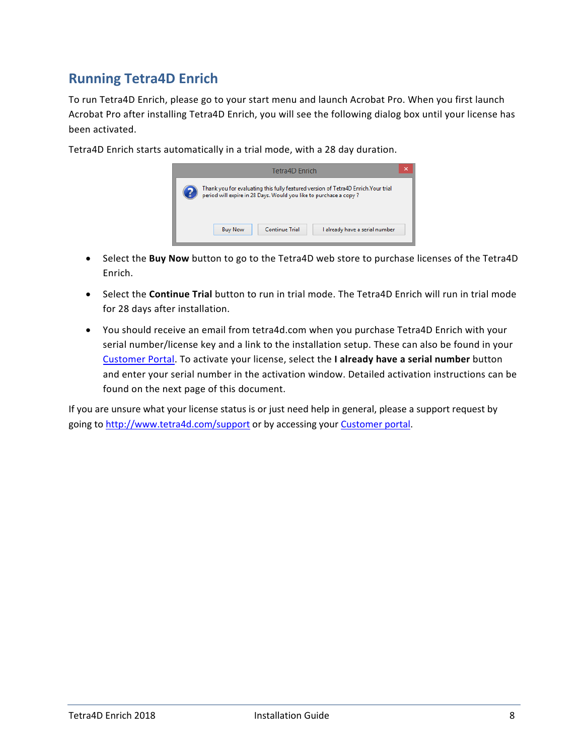## Running Tetra4D Enrich

To run Tetra4D Enrich, please go to your start menu and launch Acrobat Pro. When you first launch Acrobat Pro after installing Tetra4D Enrich, you will see the following dialog box until your license has been activated.

Tetra4D Enrich starts automatically in a trial mode, with a 28 day duration.

- Select the **Buy Now** button to go to the Tetra4D web store to purchase licenses of the Tetra4D Enrich.
- Select the **Continue Trial** button to run in trial mode. The Tetra4D Enrich will run in trial mode for 28 days after installation.
- You should receive an email from tetra4d.com when you purchase Tetra4D Enrich with your serial number/license key and a link to the installation setup. These can also be found in your Customer Portal. To activate your license, select the **I already have a serial number** button and enter your serial number in the activation window. Detailed activation instructions can be found on the next page of this document.

If you are unsure what your license status is or just need help in general, please a support request by going to http://www.tetra4d.com/support or by accessing your Customer portal.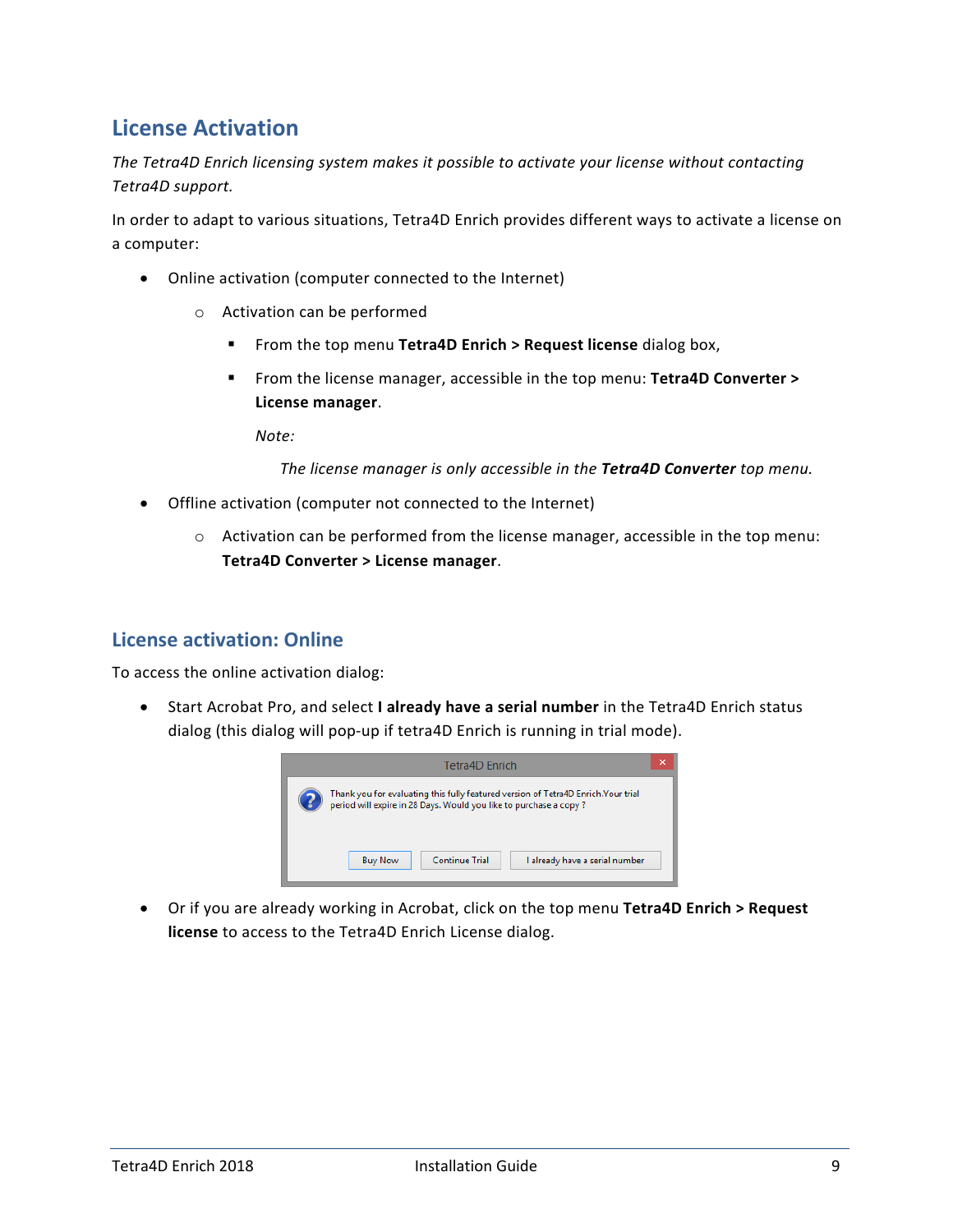# License Activation

*The Tetra4D Enrich licensing system makes it possible to activate your license without contacting Tetra4D support.*

In order to adapt to various situations, Tetra4D Enrich provides different ways to activate a license on a computer:

- Online activation (computer connected to the Internet)
  - Activation can be performed
    - From the top menu **Tetra4D Enrich > Request license** dialog box,
    - From the license manager, accessible in the top menu: **Tetra4D Converter > License manager**.

      *Note:*

      *The license manager is only accessible in the **Tetra4D Converter** top menu.*
- Offline activation (computer not connected to the Internet)
  - Activation can be performed from the license manager, accessible in the top menu: **Tetra4D Converter > License manager**.

## License activation: Online

To access the online activation dialog:

- Start Acrobat Pro, and select **I already have a serial number** in the Tetra4D Enrich status dialog (this dialog will pop-up if tetra4D Enrich is running in trial mode).
- Or if you are already working in Acrobat, click on the top menu **Tetra4D Enrich > Request license** to access to the Tetra4D Enrich License dialog.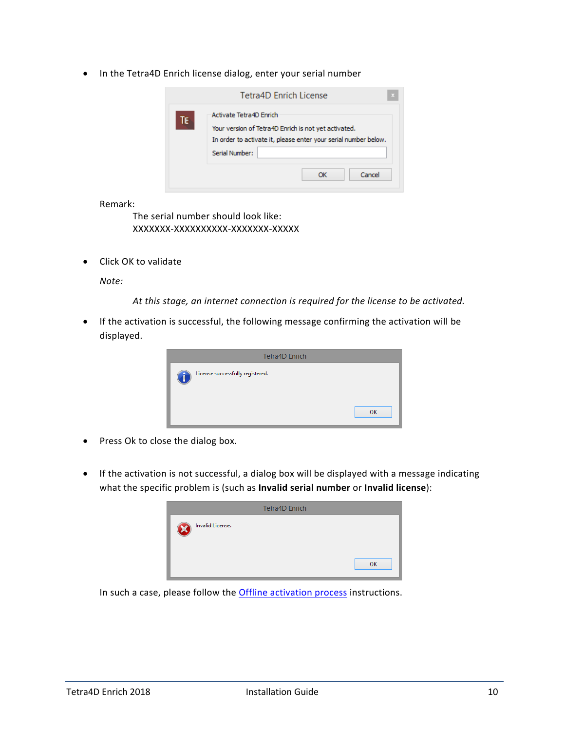- In the Tetra4D Enrich license dialog, enter your serial number

  Remark:

  The serial number should look like:
  XXXXXXX-XXXXXXXXXX-XXXXXXX-XXXXX

- Click OK to validate

  *Note:*

  *At this stage, an internet connection is required for the license to be activated.*

- If the activation is successful, the following message confirming the activation will be displayed.

- Press Ok to close the dialog box.

- If the activation is not successful, a dialog box will be displayed with a message indicating what the specific problem is (such as **Invalid serial number** or **Invalid license**):

In such a case, please follow the Offline activation process instructions.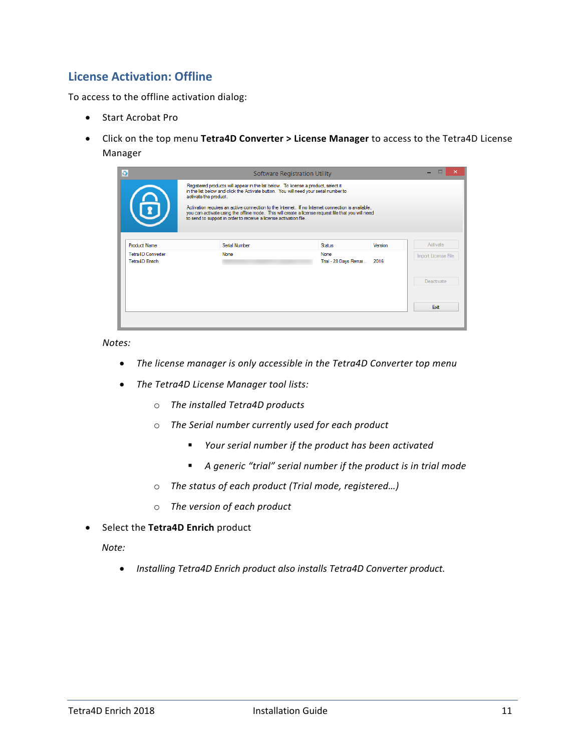## License Activation: Offline

To access to the offline activation dialog:

- Start Acrobat Pro
- Click on the top menu **Tetra4D Converter > License Manager** to access to the Tetra4D License Manager

  *Notes:*

  - *The license manager is only accessible in the Tetra4D Converter top menu*
  - *The Tetra4D License Manager tool lists:*
    - *The installed Tetra4D products*
    - *The Serial number currently used for each product*
      - *Your serial number if the product has been activated*
      - *A generic "trial" serial number if the product is in trial mode*
    - *The status of each product (Trial mode, registered…)*
    - *The version of each product*
- Select the **Tetra4D Enrich** product

  *Note:*

  - *Installing Tetra4D Enrich product also installs Tetra4D Converter product.*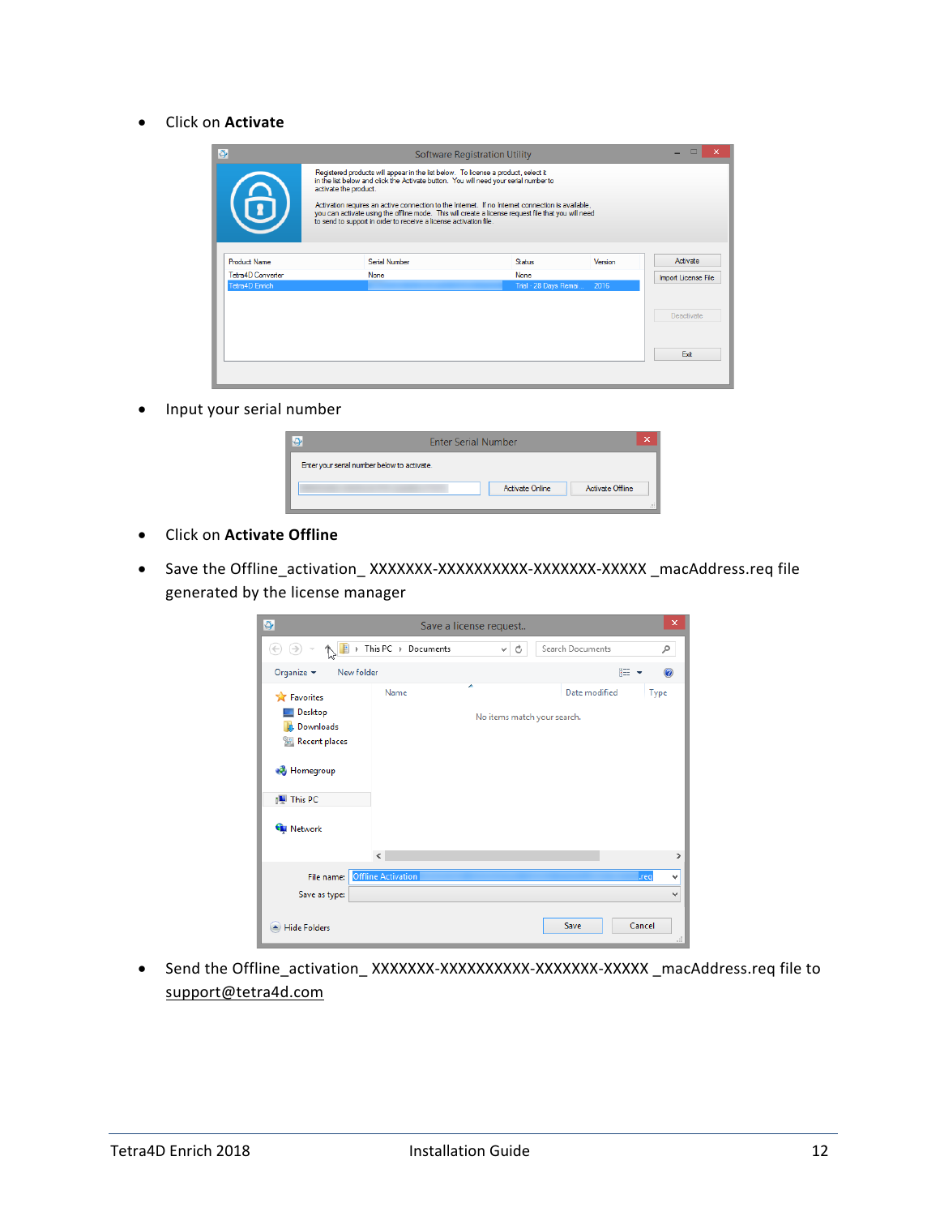- Click on **Activate**

- Input your serial number

- Click on **Activate Offline**

- Save the Offline_activation_ XXXXXXX-XXXXXXXXXX-XXXXXXX-XXXXX _macAddress.req file generated by the license manager

- Send the Offline_activation_ XXXXXXX-XXXXXXXXXX-XXXXXXX-XXXXX _macAddress.req file to support@tetra4d.com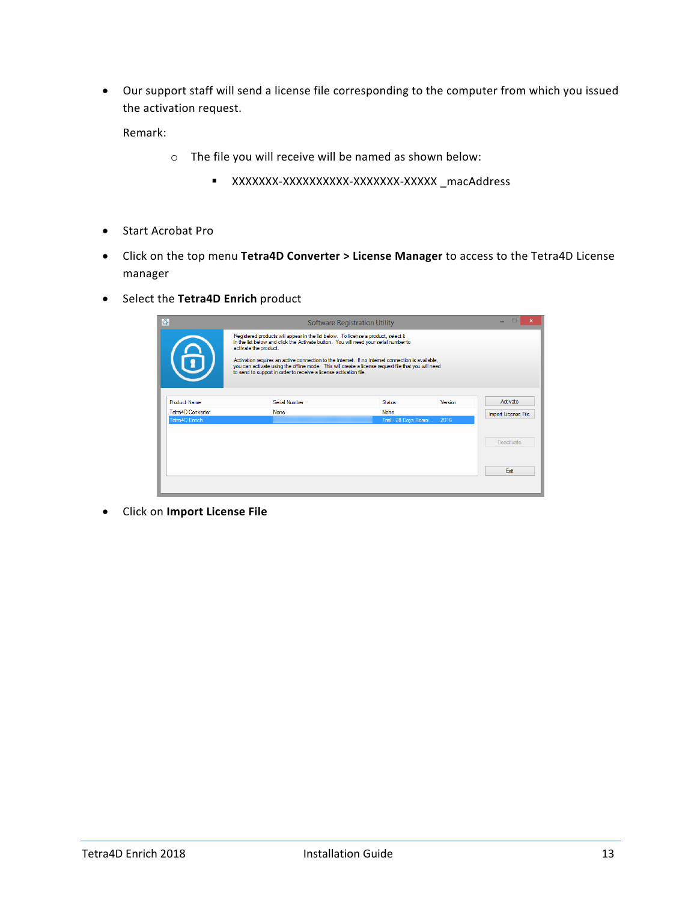- Our support staff will send a license file corresponding to the computer from which you issued the activation request.

  Remark:

  - The file you will receive will be named as shown below:
    - XXXXXXX-XXXXXXXXXX-XXXXXXX-XXXXX _macAddress

- Start Acrobat Pro
- Click on the top menu **Tetra4D Converter > License Manager** to access to the Tetra4D License manager
- Select the **Tetra4D Enrich** product
- Click on **Import License File**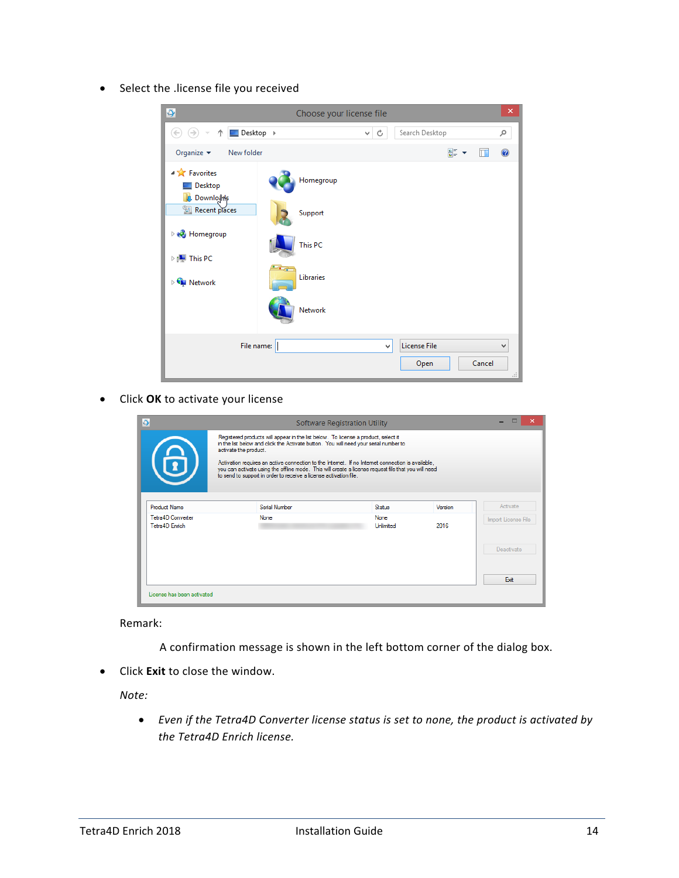- Select the .license file you received

- Click **OK** to activate your license

Remark:

A confirmation message is shown in the left bottom corner of the dialog box.

- Click **Exit** to close the window.

*Note:*

- *Even if the Tetra4D Converter license status is set to none, the product is activated by the Tetra4D Enrich license.*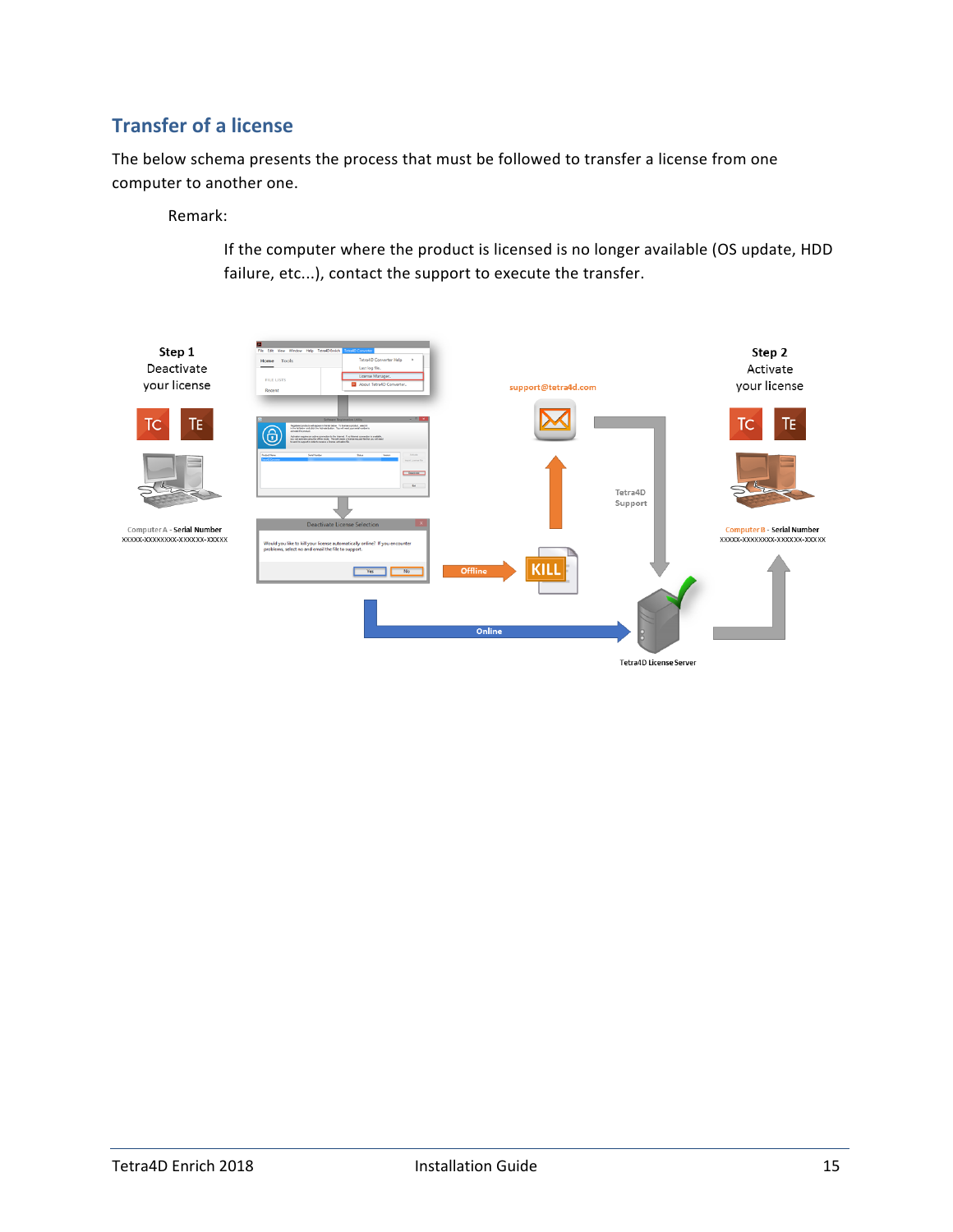## Transfer of a license

The below schema presents the process that must be followed to transfer a license from one computer to another one.

Remark:

If the computer where the product is licensed is no longer available (OS update, HDD failure, etc...), contact the support to execute the transfer.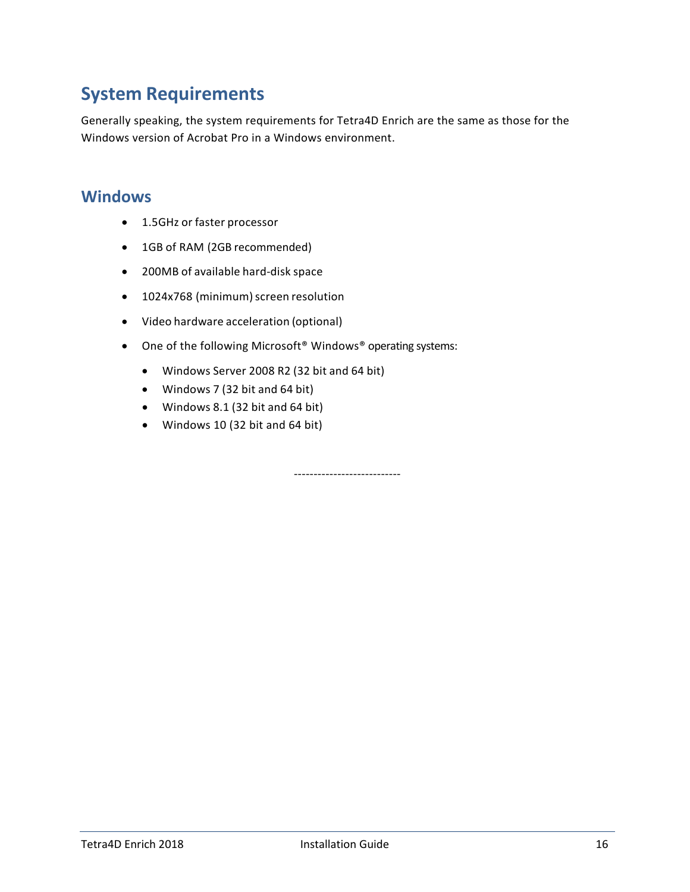# System Requirements

Generally speaking, the system requirements for Tetra4D Enrich are the same as those for the Windows version of Acrobat Pro in a Windows environment.

## Windows

- 1.5GHz or faster processor
- 1GB of RAM (2GB recommended)
- 200MB of available hard-disk space
- 1024x768 (minimum) screen resolution
- Video hardware acceleration (optional)
- One of the following Microsoft® Windows® operating systems:
    - Windows Server 2008 R2 (32 bit and 64 bit)
    - Windows 7 (32 bit and 64 bit)
    - Windows 8.1 (32 bit and 64 bit)
    - Windows 10 (32 bit and 64 bit)

---------------------------